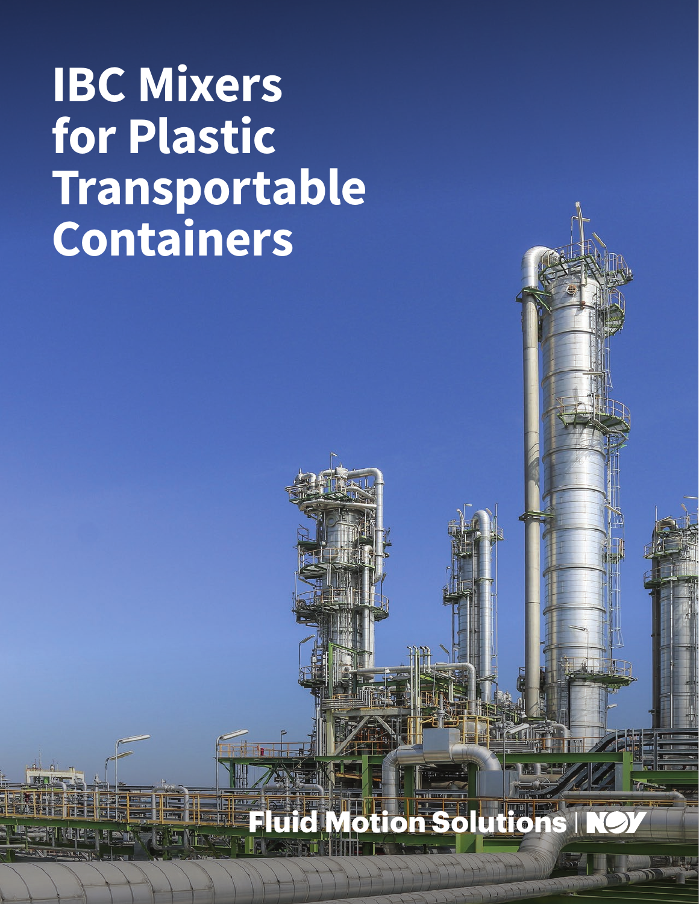# IBC Mixers for Plastic Transportable Containers

Fluid Motion Solutions | NOV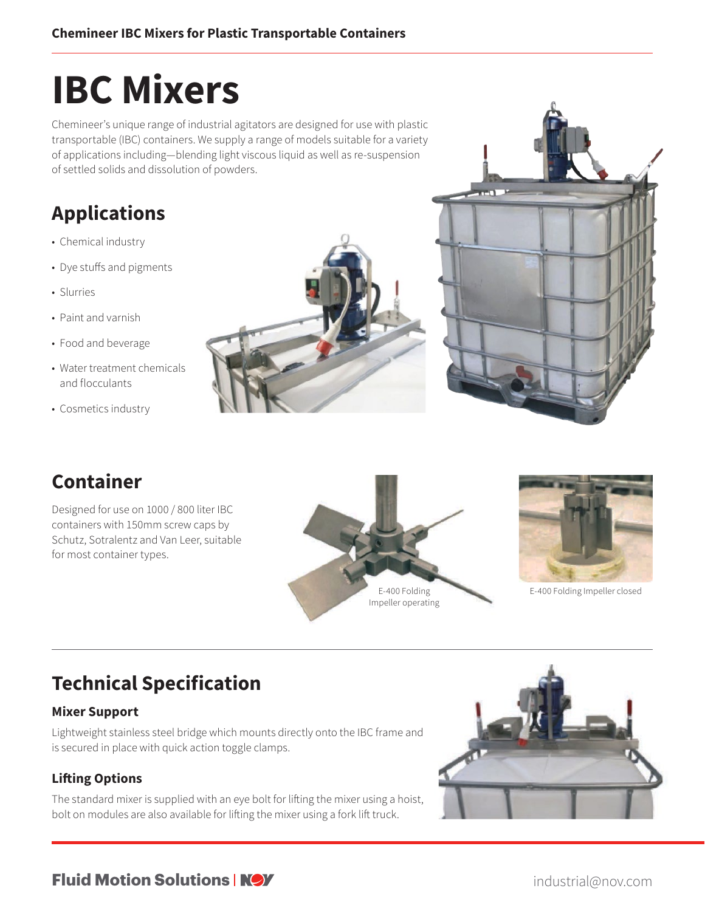# IBC Mixers

Chemineer's unique range of industrial agitators are designed for use with plastic transportable (IBC) containers. We supply a range of models suitable for a variety of applications including—blending light viscous liquid as well as re-suspension of settled solids and dissolution of powders.

## Applications

- Chemical industry
- Dye stuffs and pigments
- Slurries
- Paint and varnish
- Food and beverage
- Water treatment chemicals and flocculants
- Cosmetics industry

## Container

Designed for use on 1000 / 800 liter IBC containers with 150mm screw caps by Schutz, Sotralentz and Van Leer, suitable for most container types.

E-400 Folding Impeller operating

E-400 Folding Impeller closed

## Technical Specification

### Mixer Support

Lightweight stainless steel bridge which mounts directly onto the IBC frame and is secured in place with quick action toggle clamps.

### Lifting Options

The standard mixer is supplied with an eye bolt for lifting the mixer using a hoist, bolt on modules are also available for lifting the mixer using a fork lift truck.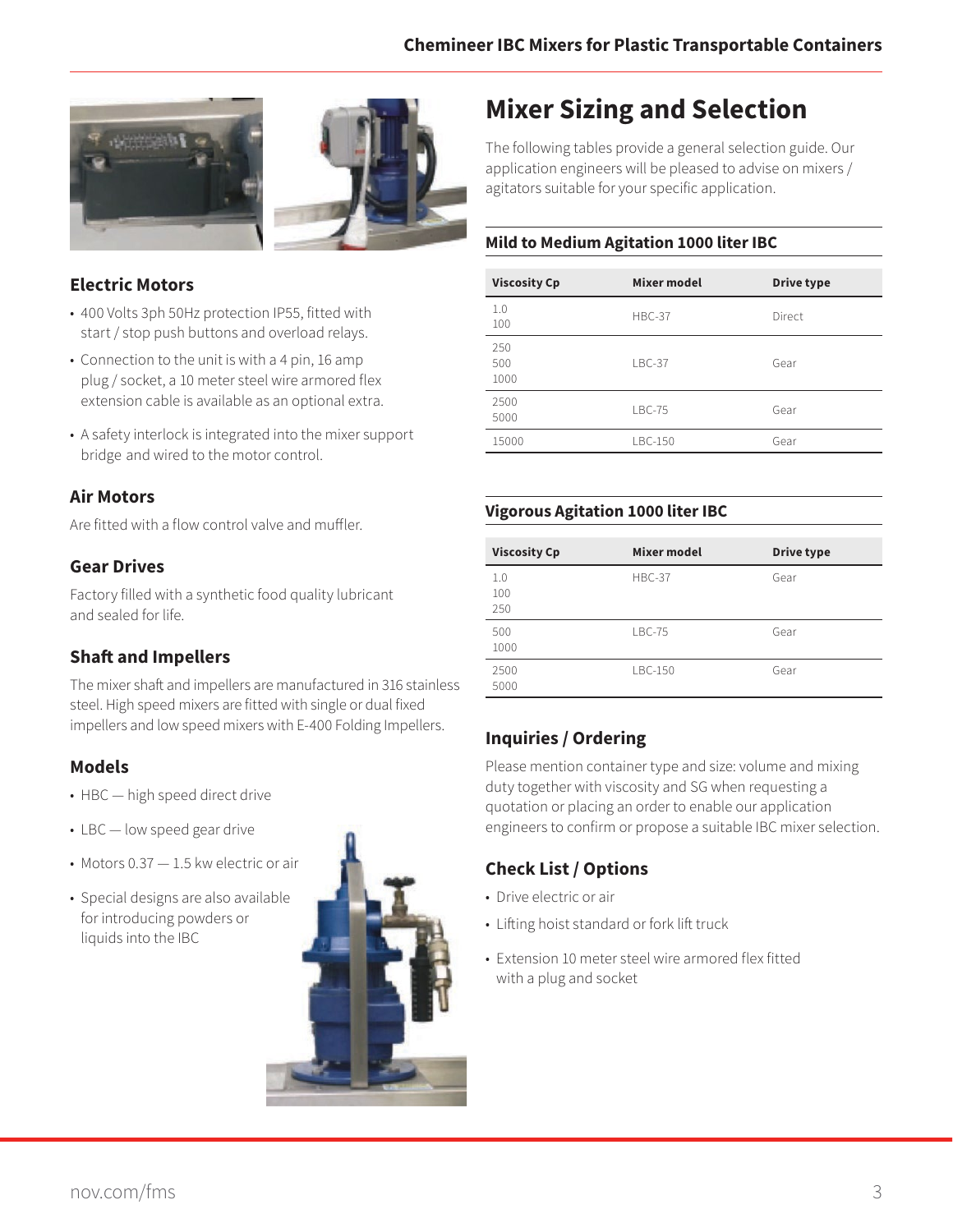## Electric Motors

- 400 Volts 3ph 50Hz protection IP55, fitted with start / stop push buttons and overload relays.
- Connection to the unit is with a 4 pin, 16 amp plug / socket, a 10 meter steel wire armored flex extension cable is available as an optional extra.
- A safety interlock is integrated into the mixer support bridge and wired to the motor control.

## Air Motors

Are fitted with a flow control valve and muffler.

## Gear Drives

Factory filled with a synthetic food quality lubricant and sealed for life.

## Shaft and Impellers

The mixer shaft and impellers are manufactured in 316 stainless steel. High speed mixers are fitted with single or dual fixed impellers and low speed mixers with E-400 Folding Impellers.

## Models

- HBC — high speed direct drive
- LBC — low speed gear drive
- Motors 0.37 — 1.5 kw electric or air
- Special designs are also available for introducing powders or liquids into the IBC

# Mixer Sizing and Selection

The following tables provide a general selection guide. Our application engineers will be pleased to advise on mixers / agitators suitable for your specific application.

### Mild to Medium Agitation 1000 liter IBC

| Viscosity Cp | Mixer model | Drive type |
|---|---|---|
| 1.0<br>100 | HBC-37 | Direct |
| 250<br>500<br>1000 | LBC-37 | Gear |
| 2500<br>5000 | LBC-75 | Gear |
| 15000 | LBC-150 | Gear |

### Vigorous Agitation 1000 liter IBC

| Viscosity Cp | Mixer model | Drive type |
|---|---|---|
| 1.0<br>100<br>250 | HBC-37 | Gear |
| 500<br>1000 | LBC-75 | Gear |
| 2500<br>5000 | LBC-150 | Gear |

## Inquiries / Ordering

Please mention container type and size: volume and mixing duty together with viscosity and SG when requesting a quotation or placing an order to enable our application engineers to confirm or propose a suitable IBC mixer selection.

## Check List / Options

- Drive electric or air
- Lifting hoist standard or fork lift truck
- Extension 10 meter steel wire armored flex fitted with a plug and socket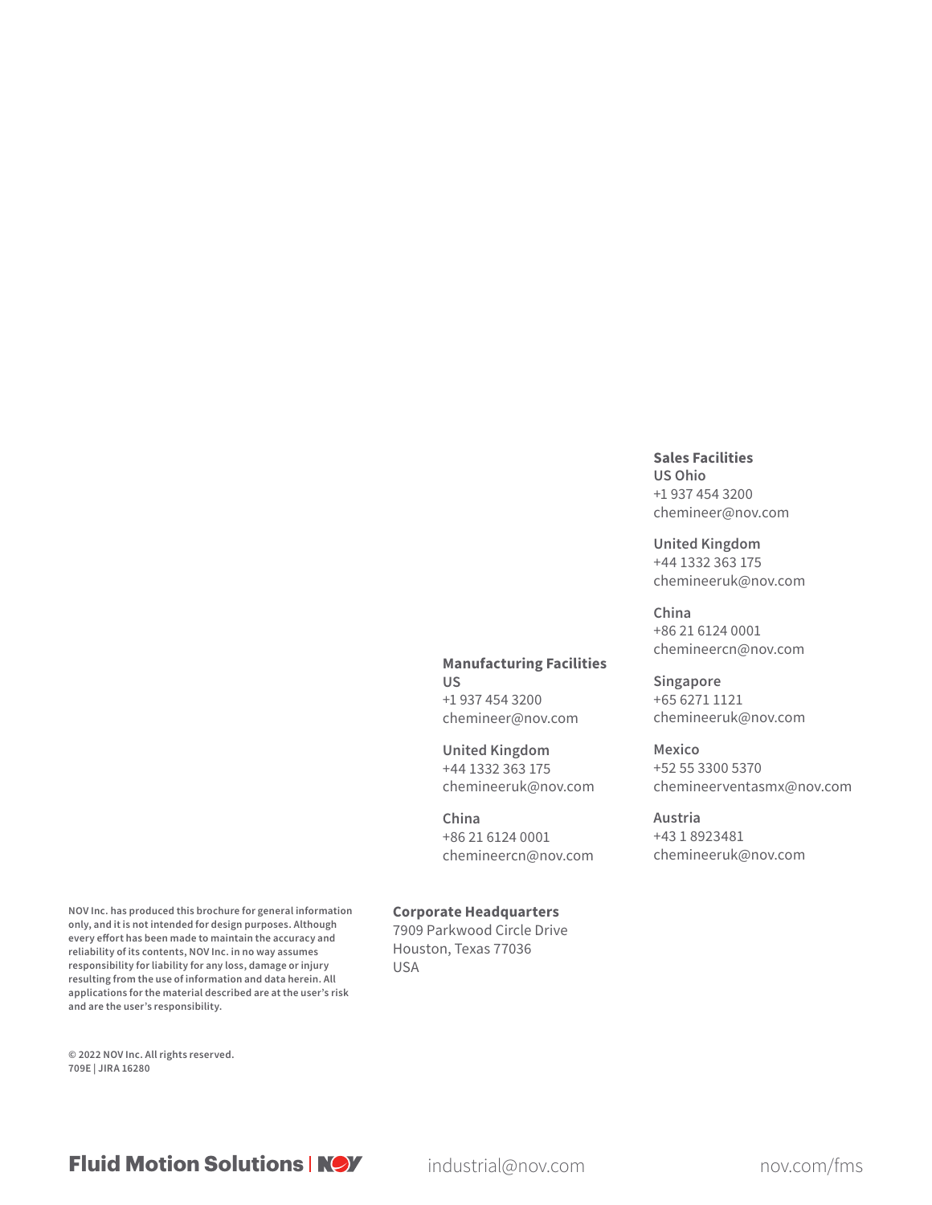**Sales Facilities**

**US Ohio**
+1 937 454 3200
chemineer@nov.com

**United Kingdom**
+44 1332 363 175
chemineeruk@nov.com

**China**
+86 21 6124 0001
chemineercn@nov.com

**Singapore**
+65 6271 1121
chemineeruk@nov.com

**Mexico**
+52 55 3300 5370
chemineerventasmx@nov.com

**Austria**
+43 1 8923481
chemineeruk@nov.com

**Manufacturing Facilities**

**US**
+1 937 454 3200
chemineer@nov.com

**United Kingdom**
+44 1332 363 175
chemineeruk@nov.com

**China**
+86 21 6124 0001
chemineercn@nov.com

**Corporate Headquarters**
7909 Parkwood Circle Drive
Houston, Texas 77036
USA

NOV Inc. has produced this brochure for general information only, and it is not intended for design purposes. Although every effort has been made to maintain the accuracy and reliability of its contents, NOV Inc. in no way assumes responsibility for liability for any loss, damage or injury resulting from the use of information and data herein. All applications for the material described are at the user's risk and are the user's responsibility.

© 2022 NOV Inc. All rights reserved.
709E | JIRA 16280

**Fluid Motion Solutions | NOV**

industrial@nov.com

nov.com/fms